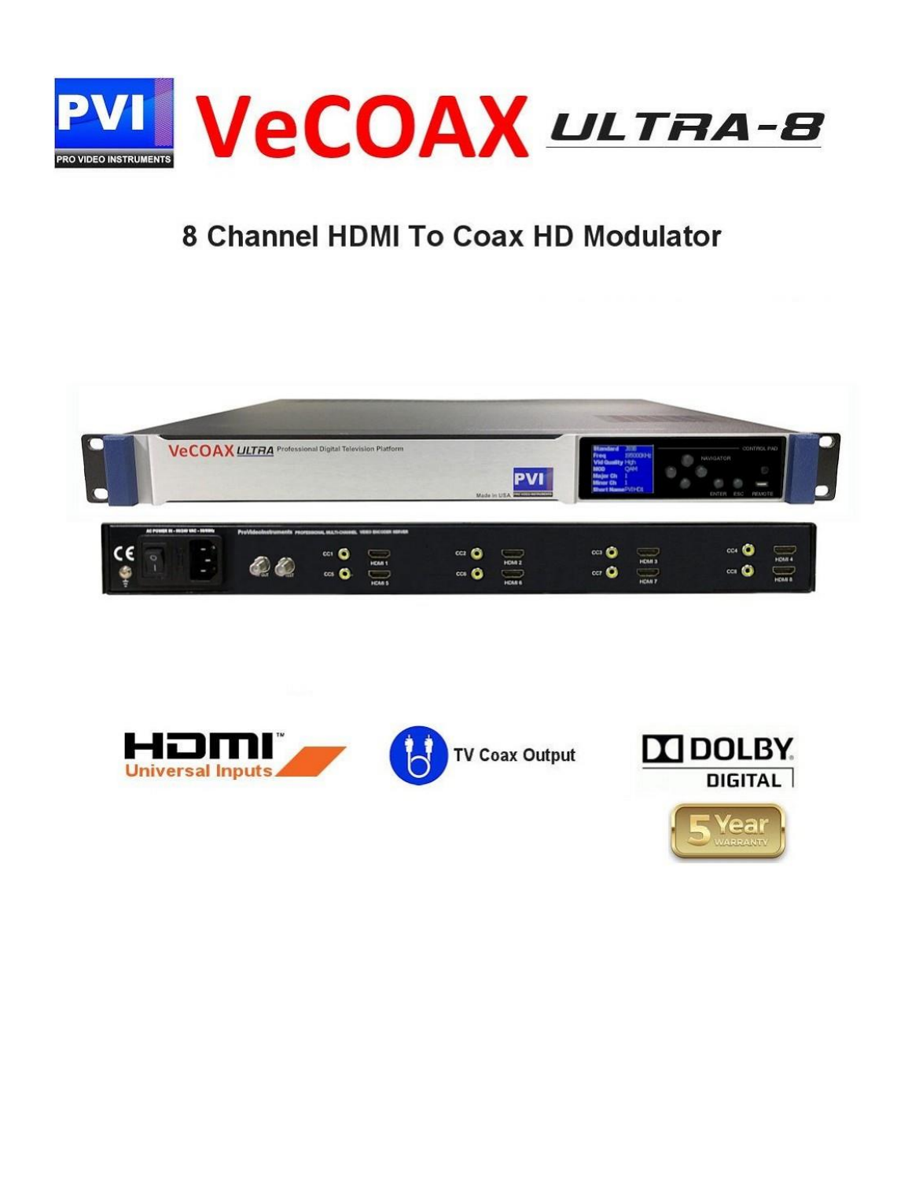# PVI VeCOAX ULTRA-8

## 8 Channel HDMI To Coax HD Modulator

HDMI Universal Inputs

TV Coax Output

DOLBY DIGITAL

5 Year WARRANTY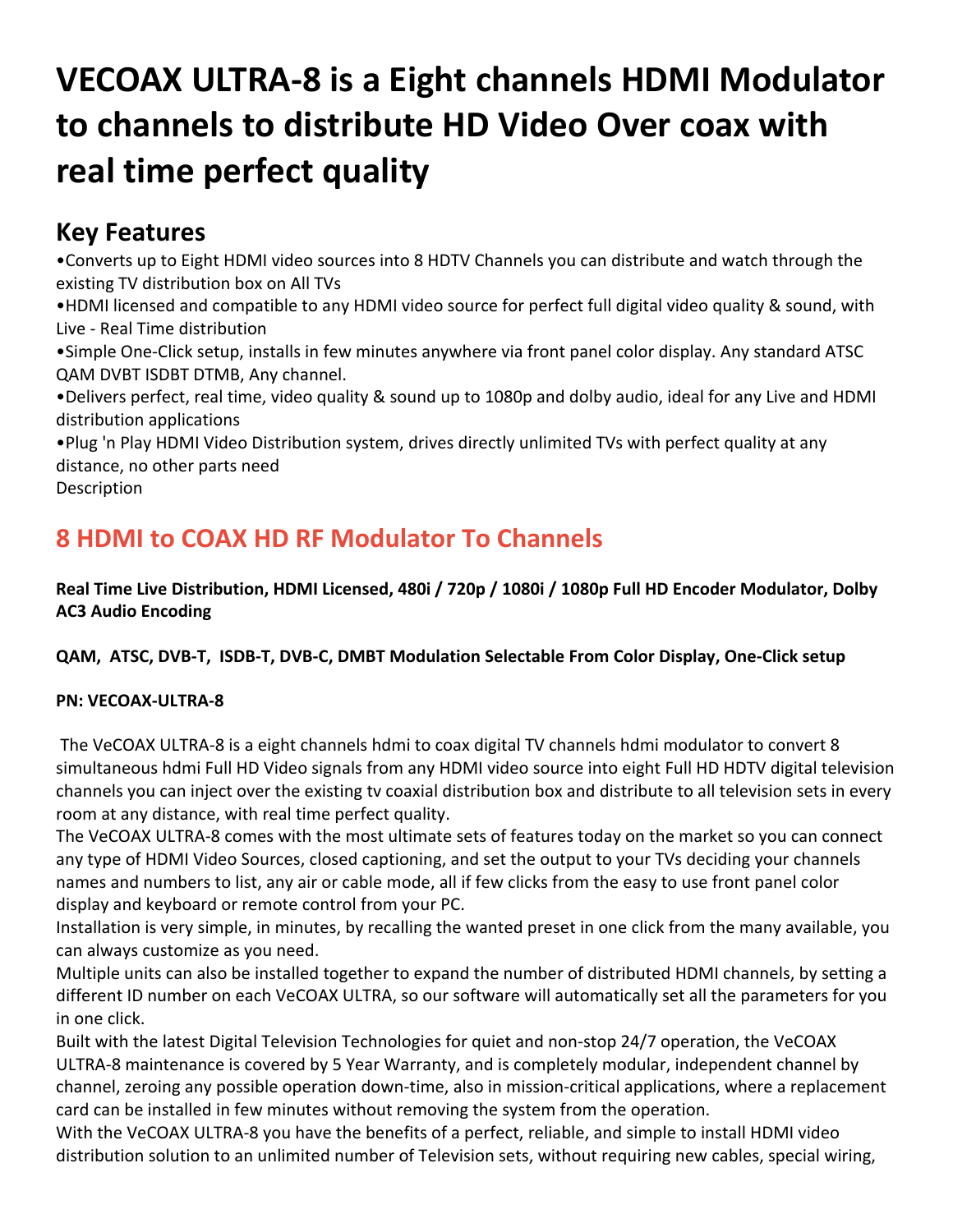# VECOAX ULTRA-8 is a Eight channels HDMI Modulator to channels to distribute HD Video Over coax with real time perfect quality

## Key Features

•Converts up to Eight HDMI video sources into 8 HDTV Channels you can distribute and watch through the existing TV distribution box on All TVs

•HDMI licensed and compatible to any HDMI video source for perfect full digital video quality & sound, with Live - Real Time distribution

•Simple One-Click setup, installs in few minutes anywhere via front panel color display. Any standard ATSC QAM DVBT ISDBT DTMB, Any channel.

•Delivers perfect, real time, video quality & sound up to 1080p and dolby audio, ideal for any Live and HDMI distribution applications

•Plug 'n Play HDMI Video Distribution system, drives directly unlimited TVs with perfect quality at any distance, no other parts need

Description

## 8 HDMI to COAX HD RF Modulator To Channels

**Real Time Live Distribution, HDMI Licensed, 480i / 720p / 1080i / 1080p Full HD Encoder Modulator, Dolby AC3 Audio Encoding**

**QAM, ATSC, DVB-T, ISDB-T, DVB-C, DMBT Modulation Selectable From Color Display, One-Click setup**

**PN: VECOAX-ULTRA-8**

The VeCOAX ULTRA-8 is a eight channels hdmi to coax digital TV channels hdmi modulator to convert 8 simultaneous hdmi Full HD Video signals from any HDMI video source into eight Full HD HDTV digital television channels you can inject over the existing tv coaxial distribution box and distribute to all television sets in every room at any distance, with real time perfect quality.

The VeCOAX ULTRA-8 comes with the most ultimate sets of features today on the market so you can connect any type of HDMI Video Sources, closed captioning, and set the output to your TVs deciding your channels names and numbers to list, any air or cable mode, all if few clicks from the easy to use front panel color display and keyboard or remote control from your PC.

Installation is very simple, in minutes, by recalling the wanted preset in one click from the many available, you can always customize as you need.

Multiple units can also be installed together to expand the number of distributed HDMI channels, by setting a different ID number on each VeCOAX ULTRA, so our software will automatically set all the parameters for you in one click.

Built with the latest Digital Television Technologies for quiet and non-stop 24/7 operation, the VeCOAX ULTRA-8 maintenance is covered by 5 Year Warranty, and is completely modular, independent channel by channel, zeroing any possible operation down-time, also in mission-critical applications, where a replacement card can be installed in few minutes without removing the system from the operation.

With the VeCOAX ULTRA-8 you have the benefits of a perfect, reliable, and simple to install HDMI video distribution solution to an unlimited number of Television sets, without requiring new cables, special wiring,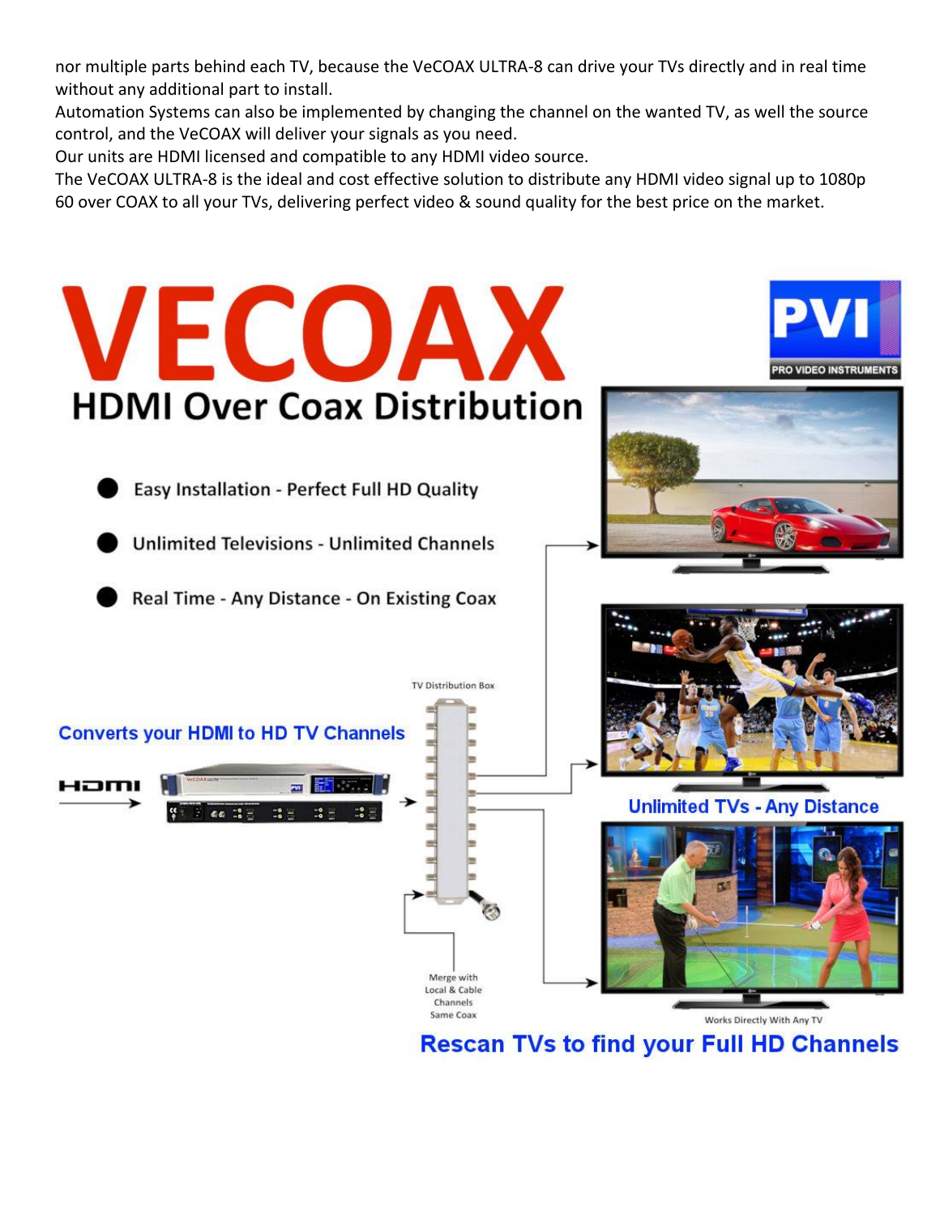nor multiple parts behind each TV, because the VeCOAX ULTRA-8 can drive your TVs directly and in real time without any additional part to install.
Automation Systems can also be implemented by changing the channel on the wanted TV, as well the source control, and the VeCOAX will deliver your signals as you need.
Our units are HDMI licensed and compatible to any HDMI video source.
The VeCOAX ULTRA-8 is the ideal and cost effective solution to distribute any HDMI video signal up to 1080p 60 over COAX to all your TVs, delivering perfect video & sound quality for the best price on the market.

# VECOAX

## HDMI Over Coax Distribution

PVI
PRO VIDEO INSTRUMENTS

- Easy Installation - Perfect Full HD Quality
- Unlimited Televisions - Unlimited Channels
- Real Time - Any Distance - On Existing Coax

**Converts your HDMI to HD TV Channels**

HDMI

TV Distribution Box

Merge with Local & Cable Channels Same Coax

**Unlimited TVs - Any Distance**

Works Directly With Any TV

**Rescan TVs to find your Full HD Channels**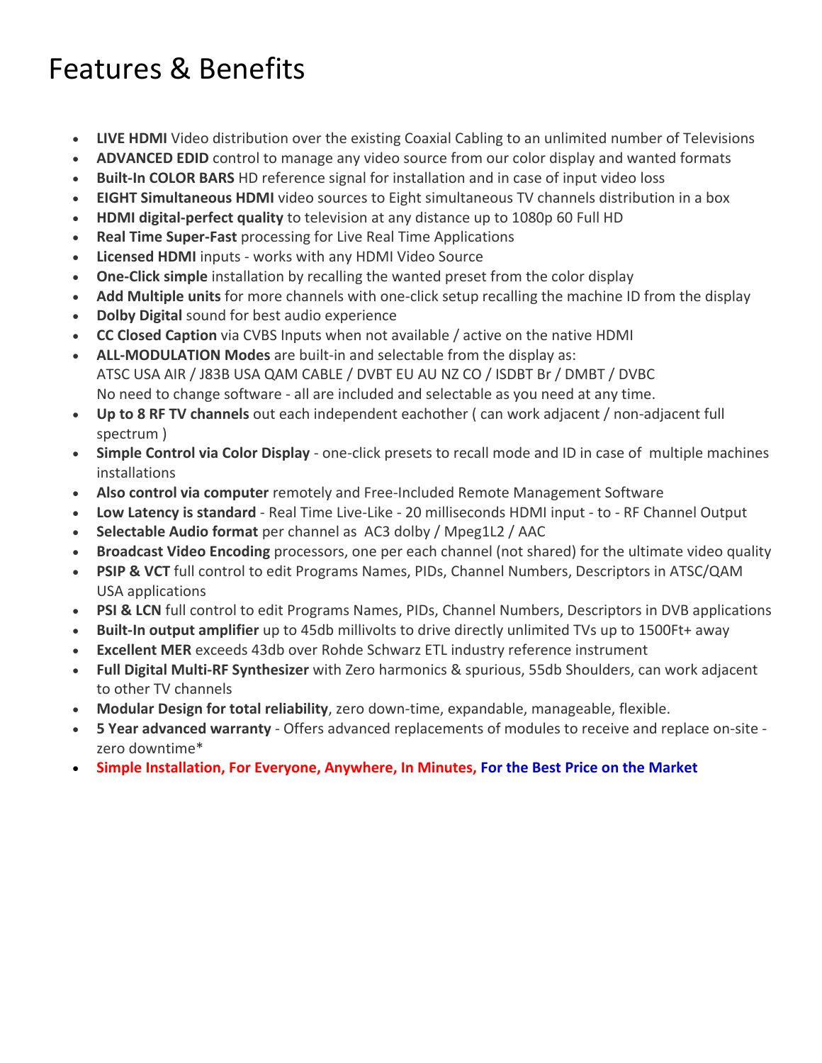# Features & Benefits

- **LIVE HDMI** Video distribution over the existing Coaxial Cabling to an unlimited number of Televisions
- **ADVANCED EDID** control to manage any video source from our color display and wanted formats
- **Built-In COLOR BARS** HD reference signal for installation and in case of input video loss
- **EIGHT Simultaneous HDMI** video sources to Eight simultaneous TV channels distribution in a box
- **HDMI digital-perfect quality** to television at any distance up to 1080p 60 Full HD
- **Real Time Super-Fast** processing for Live Real Time Applications
- **Licensed HDMI** inputs - works with any HDMI Video Source
- **One-Click simple** installation by recalling the wanted preset from the color display
- **Add Multiple units** for more channels with one-click setup recalling the machine ID from the display
- **Dolby Digital** sound for best audio experience
- **CC Closed Caption** via CVBS Inputs when not available / active on the native HDMI
- **ALL-MODULATION Modes** are built-in and selectable from the display as:
  ATSC USA AIR / J83B USA QAM CABLE / DVBT EU AU NZ CO / ISDBT Br / DMBT / DVBC
  No need to change software - all are included and selectable as you need at any time.
- **Up to 8 RF TV channels** out each independent eachother ( can work adjacent / non-adjacent full spectrum )
- **Simple Control via Color Display** - one-click presets to recall mode and ID in case of multiple machines installations
- **Also control via computer** remotely and Free-Included Remote Management Software
- **Low Latency is standard** - Real Time Live-Like - 20 milliseconds HDMI input - to - RF Channel Output
- **Selectable Audio format** per channel as AC3 dolby / Mpeg1L2 / AAC
- **Broadcast Video Encoding** processors, one per each channel (not shared) for the ultimate video quality
- **PSIP & VCT** full control to edit Programs Names, PIDs, Channel Numbers, Descriptors in ATSC/QAM USA applications
- **PSI & LCN** full control to edit Programs Names, PIDs, Channel Numbers, Descriptors in DVB applications
- **Built-In output amplifier** up to 45db millivolts to drive directly unlimited TVs up to 1500Ft+ away
- **Excellent MER** exceeds 43db over Rohde Schwarz ETL industry reference instrument
- **Full Digital Multi-RF Synthesizer** with Zero harmonics & spurious, 55db Shoulders, can work adjacent to other TV channels
- **Modular Design for total reliability**, zero down-time, expandable, manageable, flexible.
- **5 Year advanced warranty** - Offers advanced replacements of modules to receive and replace on-site - zero downtime*
- **Simple Installation, For Everyone, Anywhere, In Minutes, For the Best Price on the Market**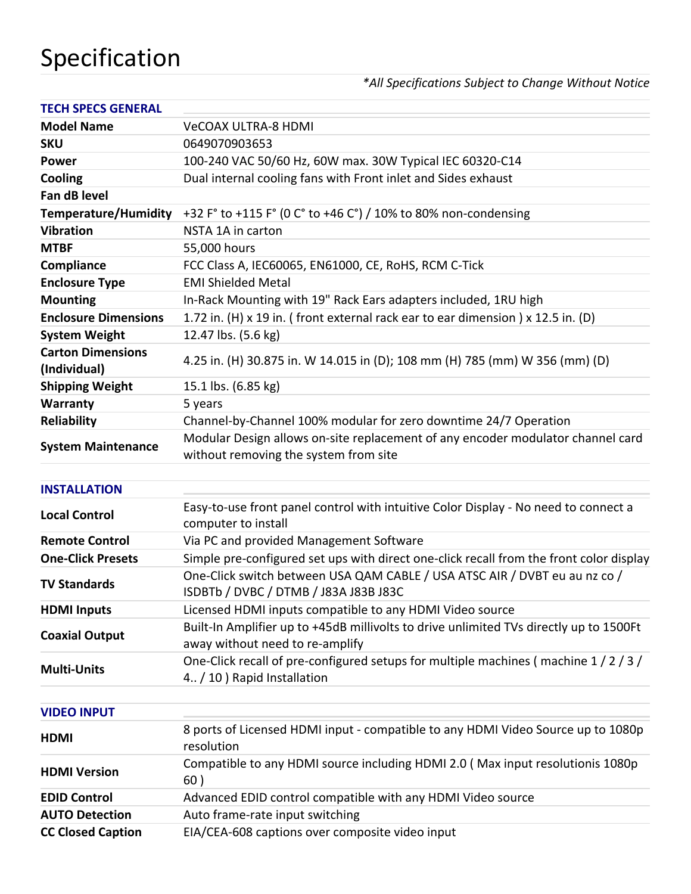# Specification

*\*All Specifications Subject to Change Without Notice*

| TECH SPECS GENERAL | |
|---|---|
| **Model Name** | VeCOAX ULTRA-8 HDMI |
| **SKU** | 0649070903653 |
| **Power** | 100-240 VAC 50/60 Hz, 60W max. 30W Typical IEC 60320-C14 |
| **Cooling** | Dual internal cooling fans with Front inlet and Sides exhaust |
| **Fan dB level** | |
| **Temperature/Humidity** | +32 F° to +115 F° (0 C° to +46 C°) / 10% to 80% non-condensing |
| **Vibration** | NSTA 1A in carton |
| **MTBF** | 55,000 hours |
| **Compliance** | FCC Class A, IEC60065, EN61000, CE, RoHS, RCM C-Tick |
| **Enclosure Type** | EMI Shielded Metal |
| **Mounting** | In-Rack Mounting with 19" Rack Ears adapters included, 1RU high |
| **Enclosure Dimensions** | 1.72 in. (H) x 19 in. ( front external rack ear to ear dimension ) x 12.5 in. (D) |
| **System Weight** | 12.47 lbs. (5.6 kg) |
| **Carton Dimensions (Individual)** | 4.25 in. (H) 30.875 in. W 14.015 in (D); 108 mm (H) 785 (mm) W 356 (mm) (D) |
| **Shipping Weight** | 15.1 lbs. (6.85 kg) |
| **Warranty** | 5 years |
| **Reliability** | Channel-by-Channel 100% modular for zero downtime 24/7 Operation |
| **System Maintenance** | Modular Design allows on-site replacement of any encoder modulator channel card without removing the system from site |

| INSTALLATION | |
|---|---|
| **Local Control** | Easy-to-use front panel control with intuitive Color Display - No need to connect a computer to install |
| **Remote Control** | Via PC and provided Management Software |
| **One-Click Presets** | Simple pre-configured set ups with direct one-click recall from the front color display |
| **TV Standards** | One-Click switch between USA QAM CABLE / USA ATSC AIR / DVBT eu au nz co / ISDBTb / DVBC / DTMB / J83A J83B J83C |
| **HDMI Inputs** | Licensed HDMI inputs compatible to any HDMI Video source |
| **Coaxial Output** | Built-In Amplifier up to +45dB millivolts to drive unlimited TVs directly up to 1500Ft away without need to re-amplify |
| **Multi-Units** | One-Click recall of pre-configured setups for multiple machines ( machine 1 / 2 / 3 / 4.. / 10 ) Rapid Installation |

| VIDEO INPUT | |
|---|---|
| **HDMI** | 8 ports of Licensed HDMI input - compatible to any HDMI Video Source up to 1080p resolution |
| **HDMI Version** | Compatible to any HDMI source including HDMI 2.0 ( Max input resolutionis 1080p 60 ) |
| **EDID Control** | Advanced EDID control compatible with any HDMI Video source |
| **AUTO Detection** | Auto frame-rate input switching |
| **CC Closed Caption** | EIA/CEA-608 captions over composite video input |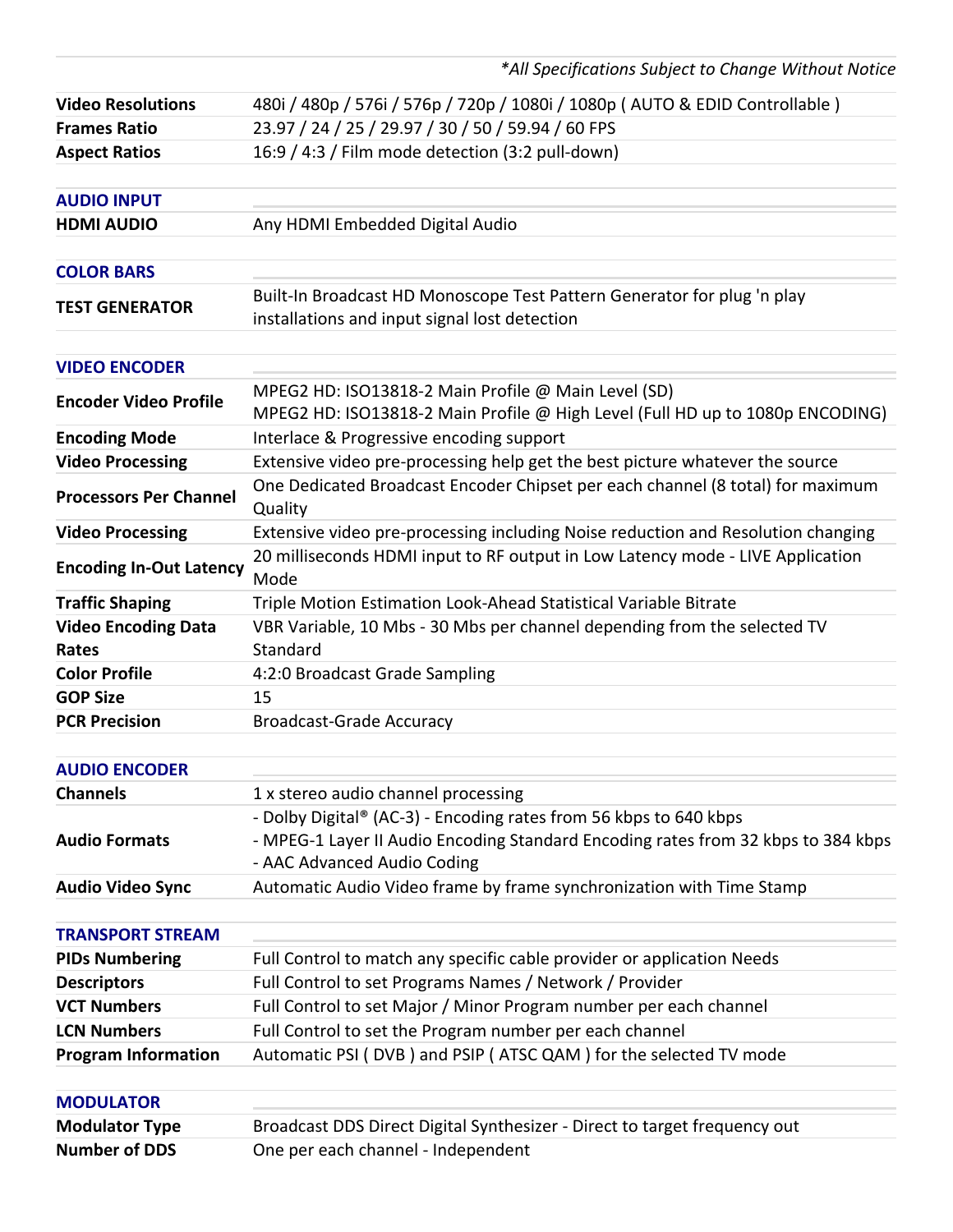*\*All Specifications Subject to Change Without Notice*

| | |
|---|---|
| **Video Resolutions** | 480i / 480p / 576i / 576p / 720p / 1080i / 1080p ( AUTO & EDID Controllable ) |
| **Frames Ratio** | 23.97 / 24 / 25 / 29.97 / 30 / 50 / 59.94 / 60 FPS |
| **Aspect Ratios** | 16:9 / 4:3 / Film mode detection (3:2 pull-down) |

### AUDIO INPUT

| | |
|---|---|
| **HDMI AUDIO** | Any HDMI Embedded Digital Audio |

### COLOR BARS

| | |
|---|---|
| **TEST GENERATOR** | Built-In Broadcast HD Monoscope Test Pattern Generator for plug 'n play installations and input signal lost detection |

### VIDEO ENCODER

| | |
|---|---|
| **Encoder Video Profile** | MPEG2 HD: ISO13818-2 Main Profile @ Main Level (SD)<br>MPEG2 HD: ISO13818-2 Main Profile @ High Level (Full HD up to 1080p ENCODING) |
| **Encoding Mode** | Interlace & Progressive encoding support |
| **Video Processing** | Extensive video pre-processing help get the best picture whatever the source |
| **Processors Per Channel** | One Dedicated Broadcast Encoder Chipset per each channel (8 total) for maximum Quality |
| **Video Processing** | Extensive video pre-processing including Noise reduction and Resolution changing |
| **Encoding In-Out Latency** | 20 milliseconds HDMI input to RF output in Low Latency mode - LIVE Application Mode |
| **Traffic Shaping** | Triple Motion Estimation Look-Ahead Statistical Variable Bitrate |
| **Video Encoding Data Rates** | VBR Variable, 10 Mbs - 30 Mbs per channel depending from the selected TV Standard |
| **Color Profile** | 4:2:0 Broadcast Grade Sampling |
| **GOP Size** | 15 |
| **PCR Precision** | Broadcast-Grade Accuracy |

### AUDIO ENCODER

| | |
|---|---|
| **Channels** | 1 x stereo audio channel processing |
| **Audio Formats** | - Dolby Digital® (AC-3) - Encoding rates from 56 kbps to 640 kbps<br>- MPEG-1 Layer II Audio Encoding Standard Encoding rates from 32 kbps to 384 kbps<br>- AAC Advanced Audio Coding |
| **Audio Video Sync** | Automatic Audio Video frame by frame synchronization with Time Stamp |

### TRANSPORT STREAM

| | |
|---|---|
| **PIDs Numbering** | Full Control to match any specific cable provider or application Needs |
| **Descriptors** | Full Control to set Programs Names / Network / Provider |
| **VCT Numbers** | Full Control to set Major / Minor Program number per each channel |
| **LCN Numbers** | Full Control to set the Program number per each channel |
| **Program Information** | Automatic PSI ( DVB ) and PSIP ( ATSC QAM ) for the selected TV mode |

### MODULATOR

| | |
|---|---|
| **Modulator Type** | Broadcast DDS Direct Digital Synthesizer - Direct to target frequency out |
| **Number of DDS** | One per each channel - Independent |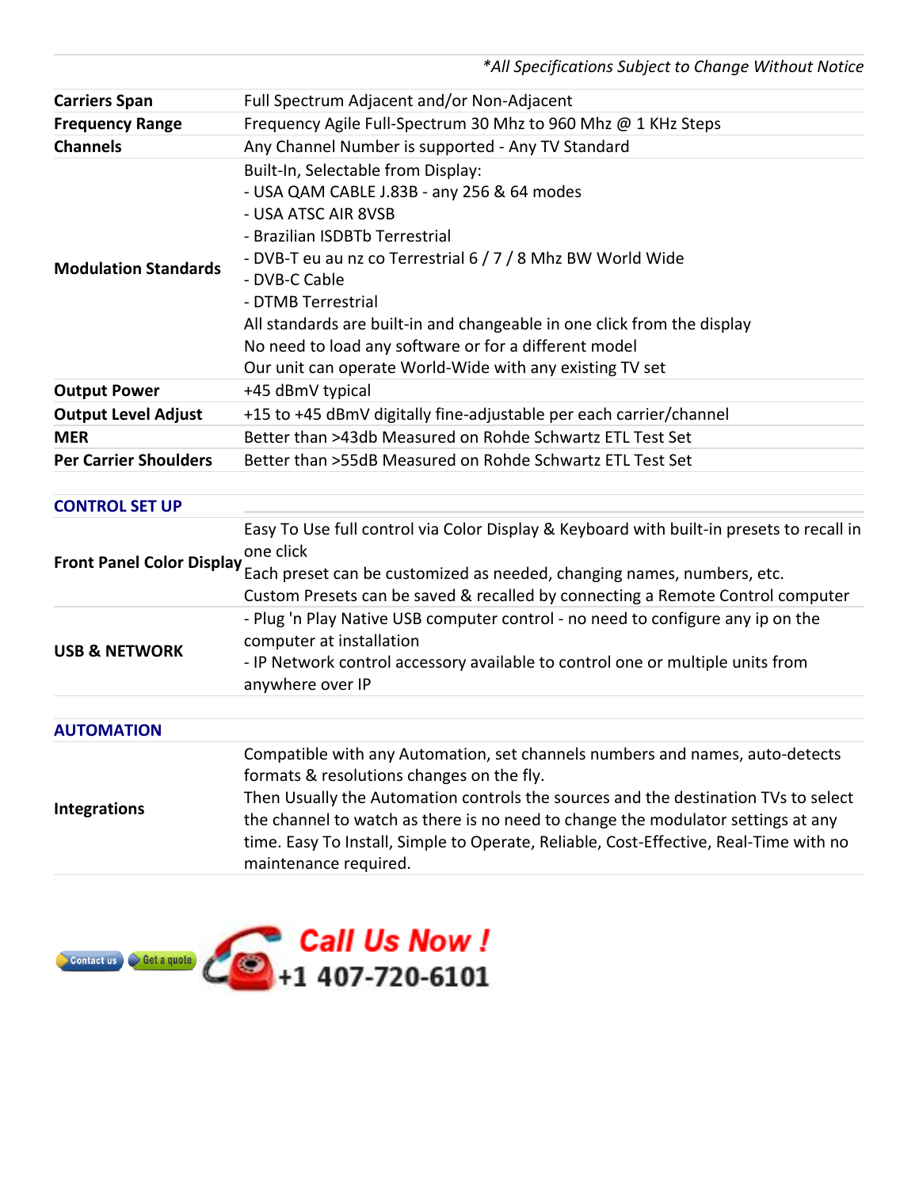*\*All Specifications Subject to Change Without Notice*

| | |
|---|---|
| **Carriers Span** | Full Spectrum Adjacent and/or Non-Adjacent |
| **Frequency Range** | Frequency Agile Full-Spectrum 30 Mhz to 960 Mhz @ 1 KHz Steps |
| **Channels** | Any Channel Number is supported - Any TV Standard |
| **Modulation Standards** | Built-In, Selectable from Display:<br>- USA QAM CABLE J.83B - any 256 & 64 modes<br>- USA ATSC AIR 8VSB<br>- Brazilian ISDBTb Terrestrial<br>- DVB-T eu au nz co Terrestrial 6 / 7 / 8 Mhz BW World Wide<br>- DVB-C Cable<br>- DTMB Terrestrial<br>All standards are built-in and changeable in one click from the display<br>No need to load any software or for a different model<br>Our unit can operate World-Wide with any existing TV set |
| **Output Power** | +45 dBmV typical |
| **Output Level Adjust** | +15 to +45 dBmV digitally fine-adjustable per each carrier/channel |
| **MER** | Better than >43db Measured on Rohde Schwartz ETL Test Set |
| **Per Carrier Shoulders** | Better than >55dB Measured on Rohde Schwartz ETL Test Set |

## CONTROL SET UP

| | |
|---|---|
| **Front Panel Color Display** | Easy To Use full control via Color Display & Keyboard with built-in presets to recall in one click<br>Each preset can be customized as needed, changing names, numbers, etc.<br>Custom Presets can be saved & recalled by connecting a Remote Control computer |
| **USB & NETWORK** | - Plug 'n Play Native USB computer control - no need to configure any ip on the computer at installation<br>- IP Network control accessory available to control one or multiple units from anywhere over IP |

## AUTOMATION

| | |
|---|---|
| **Integrations** | Compatible with any Automation, set channels numbers and names, auto-detects formats & resolutions changes on the fly.<br>Then Usually the Automation controls the sources and the destination TVs to select the channel to watch as there is no need to change the modulator settings at any time. Easy To Install, Simple to Operate, Reliable, Cost-Effective, Real-Time with no maintenance required. |

Contact us | Get a quote

**Call Us Now !**
**+1 407-720-6101**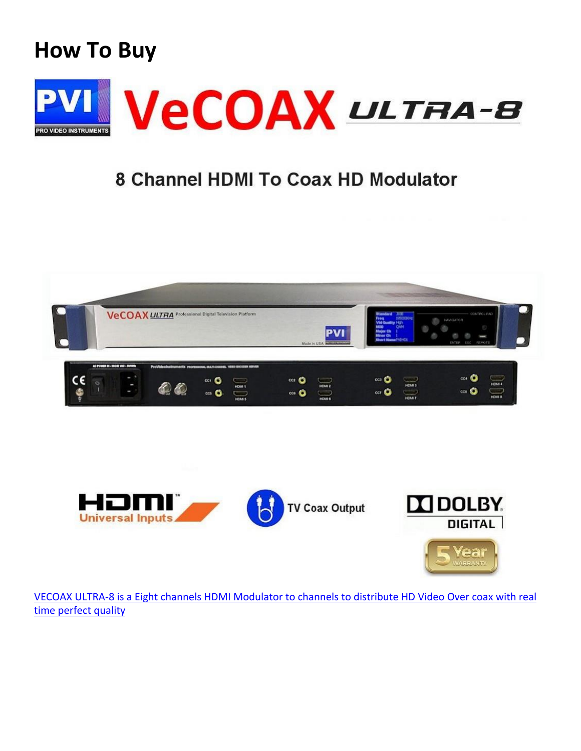# How To Buy

PVI VeCOAX ULTRA-8

8 Channel HDMI To Coax HD Modulator

HDMI Universal Inputs

TV Coax Output

DOLBY DIGITAL

5 Year WARRANTY

VECOAX ULTRA-8 is a Eight channels HDMI Modulator to channels to distribute HD Video Over coax with real time perfect quality